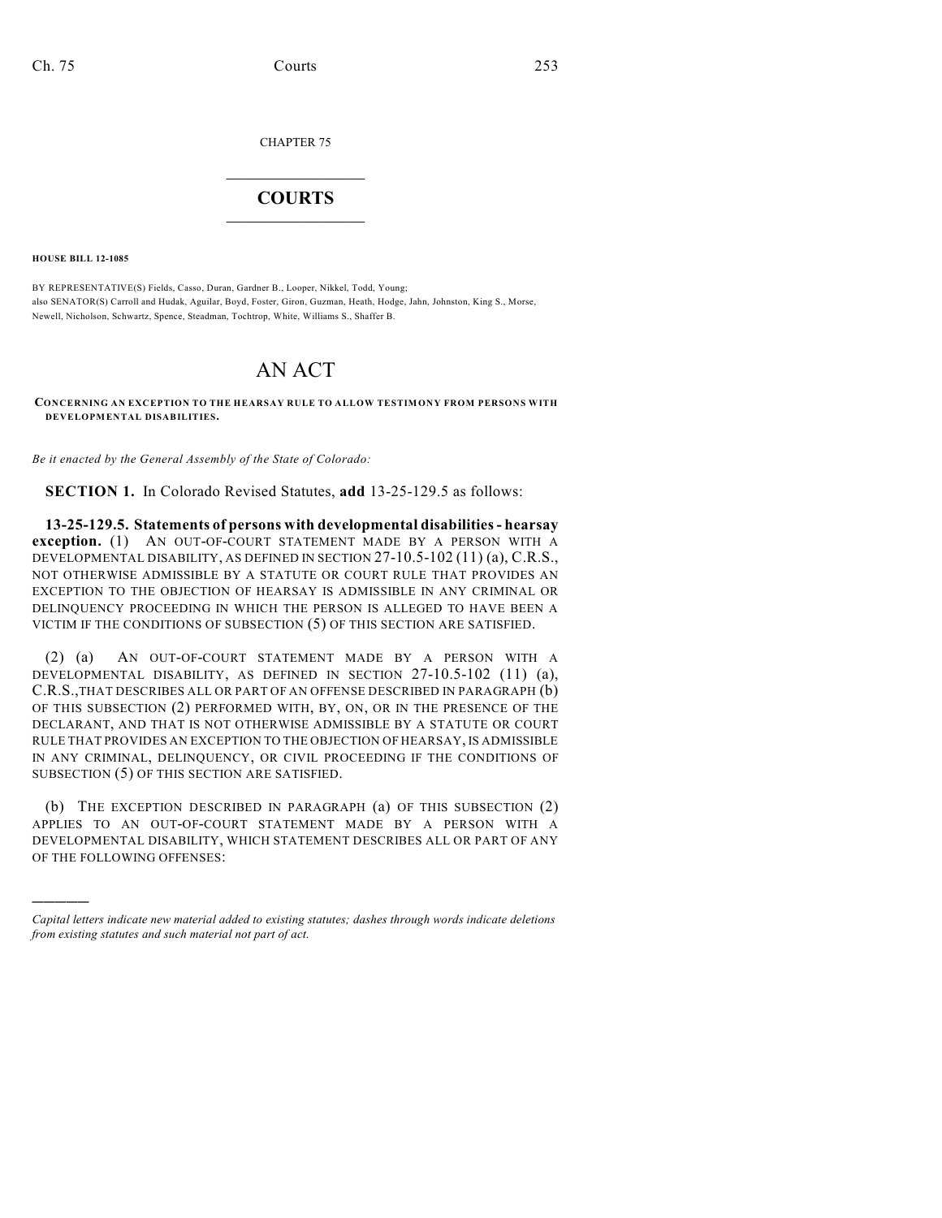CHAPTER 75

# COURTS

**HOUSE BILL 12-1085**

BY REPRESENTATIVE(S) Fields, Casso, Duran, Gardner B., Looper, Nikkel, Todd, Young;
also SENATOR(S) Carroll and Hudak, Aguilar, Boyd, Foster, Giron, Guzman, Heath, Hodge, Jahn, Johnston, King S., Morse, Newell, Nicholson, Schwartz, Spence, Steadman, Tochtrop, White, Williams S., Shaffer B.

# AN ACT

**CONCERNING AN EXCEPTION TO THE HEARSAY RULE TO ALLOW TESTIMONY FROM PERSONS WITH DEVELOPMENTAL DISABILITIES.**

*Be it enacted by the General Assembly of the State of Colorado:*

**SECTION 1.** In Colorado Revised Statutes, **add** 13-25-129.5 as follows:

**13-25-129.5. Statements of persons with developmental disabilities - hearsay exception.** (1) AN OUT-OF-COURT STATEMENT MADE BY A PERSON WITH A DEVELOPMENTAL DISABILITY, AS DEFINED IN SECTION 27-10.5-102 (11) (a), C.R.S., NOT OTHERWISE ADMISSIBLE BY A STATUTE OR COURT RULE THAT PROVIDES AN EXCEPTION TO THE OBJECTION OF HEARSAY IS ADMISSIBLE IN ANY CRIMINAL OR DELINQUENCY PROCEEDING IN WHICH THE PERSON IS ALLEGED TO HAVE BEEN A VICTIM IF THE CONDITIONS OF SUBSECTION (5) OF THIS SECTION ARE SATISFIED.

(2) (a) AN OUT-OF-COURT STATEMENT MADE BY A PERSON WITH A DEVELOPMENTAL DISABILITY, AS DEFINED IN SECTION 27-10.5-102 (11) (a), C.R.S.,THAT DESCRIBES ALL OR PART OF AN OFFENSE DESCRIBED IN PARAGRAPH (b) OF THIS SUBSECTION (2) PERFORMED WITH, BY, ON, OR IN THE PRESENCE OF THE DECLARANT, AND THAT IS NOT OTHERWISE ADMISSIBLE BY A STATUTE OR COURT RULE THAT PROVIDES AN EXCEPTION TO THE OBJECTION OF HEARSAY, IS ADMISSIBLE IN ANY CRIMINAL, DELINQUENCY, OR CIVIL PROCEEDING IF THE CONDITIONS OF SUBSECTION (5) OF THIS SECTION ARE SATISFIED.

(b) THE EXCEPTION DESCRIBED IN PARAGRAPH (a) OF THIS SUBSECTION (2) APPLIES TO AN OUT-OF-COURT STATEMENT MADE BY A PERSON WITH A DEVELOPMENTAL DISABILITY, WHICH STATEMENT DESCRIBES ALL OR PART OF ANY OF THE FOLLOWING OFFENSES:

---

*Capital letters indicate new material added to existing statutes; dashes through words indicate deletions from existing statutes and such material not part of act.*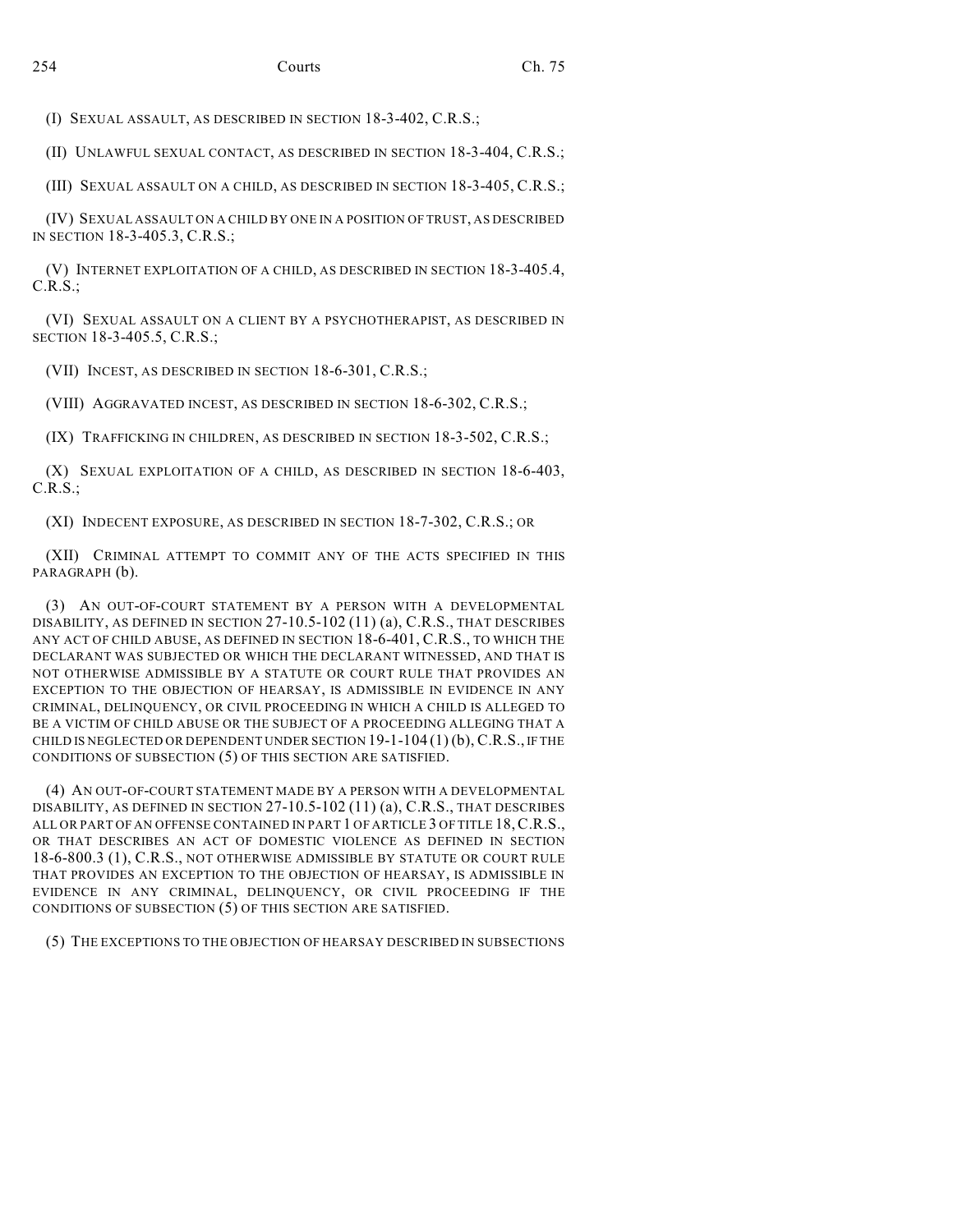(I) SEXUAL ASSAULT, AS DESCRIBED IN SECTION 18-3-402, C.R.S.;

(II) UNLAWFUL SEXUAL CONTACT, AS DESCRIBED IN SECTION 18-3-404, C.R.S.;

(III) SEXUAL ASSAULT ON A CHILD, AS DESCRIBED IN SECTION 18-3-405, C.R.S.;

(IV) SEXUAL ASSAULT ON A CHILD BY ONE IN A POSITION OF TRUST, AS DESCRIBED IN SECTION 18-3-405.3, C.R.S.;

(V) INTERNET EXPLOITATION OF A CHILD, AS DESCRIBED IN SECTION 18-3-405.4, C.R.S.;

(VI) SEXUAL ASSAULT ON A CLIENT BY A PSYCHOTHERAPIST, AS DESCRIBED IN SECTION 18-3-405.5, C.R.S.;

(VII) INCEST, AS DESCRIBED IN SECTION 18-6-301, C.R.S.;

(VIII) AGGRAVATED INCEST, AS DESCRIBED IN SECTION 18-6-302, C.R.S.;

(IX) TRAFFICKING IN CHILDREN, AS DESCRIBED IN SECTION 18-3-502, C.R.S.;

(X) SEXUAL EXPLOITATION OF A CHILD, AS DESCRIBED IN SECTION 18-6-403, C.R.S.;

(XI) INDECENT EXPOSURE, AS DESCRIBED IN SECTION 18-7-302, C.R.S.; OR

(XII) CRIMINAL ATTEMPT TO COMMIT ANY OF THE ACTS SPECIFIED IN THIS PARAGRAPH (b).

(3) AN OUT-OF-COURT STATEMENT BY A PERSON WITH A DEVELOPMENTAL DISABILITY, AS DEFINED IN SECTION 27-10.5-102 (11) (a), C.R.S., THAT DESCRIBES ANY ACT OF CHILD ABUSE, AS DEFINED IN SECTION 18-6-401, C.R.S., TO WHICH THE DECLARANT WAS SUBJECTED OR WHICH THE DECLARANT WITNESSED, AND THAT IS NOT OTHERWISE ADMISSIBLE BY A STATUTE OR COURT RULE THAT PROVIDES AN EXCEPTION TO THE OBJECTION OF HEARSAY, IS ADMISSIBLE IN EVIDENCE IN ANY CRIMINAL, DELINQUENCY, OR CIVIL PROCEEDING IN WHICH A CHILD IS ALLEGED TO BE A VICTIM OF CHILD ABUSE OR THE SUBJECT OF A PROCEEDING ALLEGING THAT A CHILD IS NEGLECTED OR DEPENDENT UNDER SECTION 19-1-104 (1) (b), C.R.S., IF THE CONDITIONS OF SUBSECTION (5) OF THIS SECTION ARE SATISFIED.

(4) AN OUT-OF-COURT STATEMENT MADE BY A PERSON WITH A DEVELOPMENTAL DISABILITY, AS DEFINED IN SECTION 27-10.5-102 (11) (a), C.R.S., THAT DESCRIBES ALL OR PART OF AN OFFENSE CONTAINED IN PART 1 OF ARTICLE 3 OF TITLE 18, C.R.S., OR THAT DESCRIBES AN ACT OF DOMESTIC VIOLENCE AS DEFINED IN SECTION 18-6-800.3 (1), C.R.S., NOT OTHERWISE ADMISSIBLE BY STATUTE OR COURT RULE THAT PROVIDES AN EXCEPTION TO THE OBJECTION OF HEARSAY, IS ADMISSIBLE IN EVIDENCE IN ANY CRIMINAL, DELINQUENCY, OR CIVIL PROCEEDING IF THE CONDITIONS OF SUBSECTION (5) OF THIS SECTION ARE SATISFIED.

(5) THE EXCEPTIONS TO THE OBJECTION OF HEARSAY DESCRIBED IN SUBSECTIONS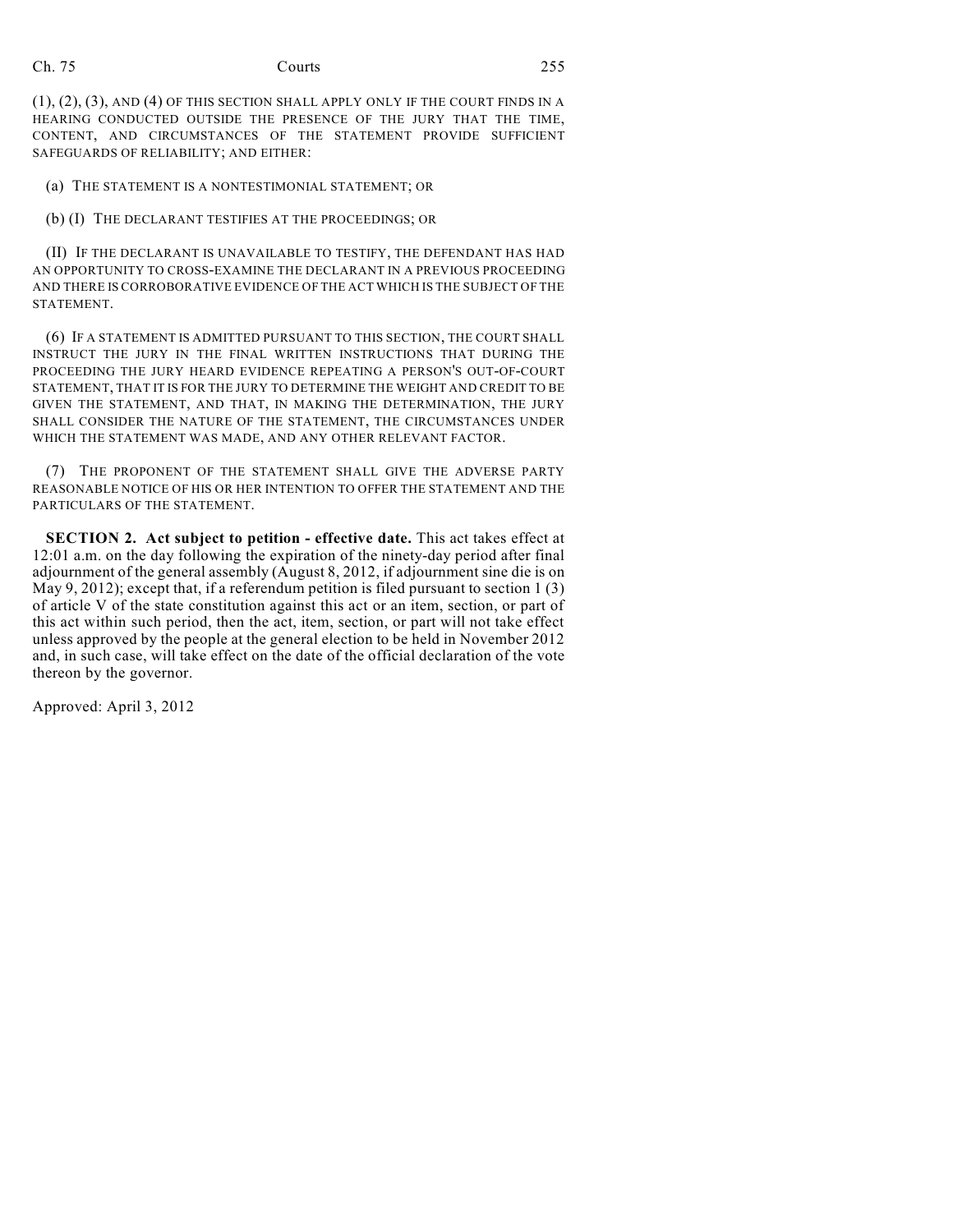(1), (2), (3), AND (4) OF THIS SECTION SHALL APPLY ONLY IF THE COURT FINDS IN A HEARING CONDUCTED OUTSIDE THE PRESENCE OF THE JURY THAT THE TIME, CONTENT, AND CIRCUMSTANCES OF THE STATEMENT PROVIDE SUFFICIENT SAFEGUARDS OF RELIABILITY; AND EITHER:

(a) THE STATEMENT IS A NONTESTIMONIAL STATEMENT; OR

(b) (I) THE DECLARANT TESTIFIES AT THE PROCEEDINGS; OR

(II) IF THE DECLARANT IS UNAVAILABLE TO TESTIFY, THE DEFENDANT HAS HAD AN OPPORTUNITY TO CROSS-EXAMINE THE DECLARANT IN A PREVIOUS PROCEEDING AND THERE IS CORROBORATIVE EVIDENCE OF THE ACT WHICH IS THE SUBJECT OF THE STATEMENT.

(6) IF A STATEMENT IS ADMITTED PURSUANT TO THIS SECTION, THE COURT SHALL INSTRUCT THE JURY IN THE FINAL WRITTEN INSTRUCTIONS THAT DURING THE PROCEEDING THE JURY HEARD EVIDENCE REPEATING A PERSON'S OUT-OF-COURT STATEMENT, THAT IT IS FOR THE JURY TO DETERMINE THE WEIGHT AND CREDIT TO BE GIVEN THE STATEMENT, AND THAT, IN MAKING THE DETERMINATION, THE JURY SHALL CONSIDER THE NATURE OF THE STATEMENT, THE CIRCUMSTANCES UNDER WHICH THE STATEMENT WAS MADE, AND ANY OTHER RELEVANT FACTOR.

(7) THE PROPONENT OF THE STATEMENT SHALL GIVE THE ADVERSE PARTY REASONABLE NOTICE OF HIS OR HER INTENTION TO OFFER THE STATEMENT AND THE PARTICULARS OF THE STATEMENT.

**SECTION 2. Act subject to petition - effective date.** This act takes effect at 12:01 a.m. on the day following the expiration of the ninety-day period after final adjournment of the general assembly (August 8, 2012, if adjournment sine die is on May 9, 2012); except that, if a referendum petition is filed pursuant to section 1 (3) of article V of the state constitution against this act or an item, section, or part of this act within such period, then the act, item, section, or part will not take effect unless approved by the people at the general election to be held in November 2012 and, in such case, will take effect on the date of the official declaration of the vote thereon by the governor.

Approved: April 3, 2012